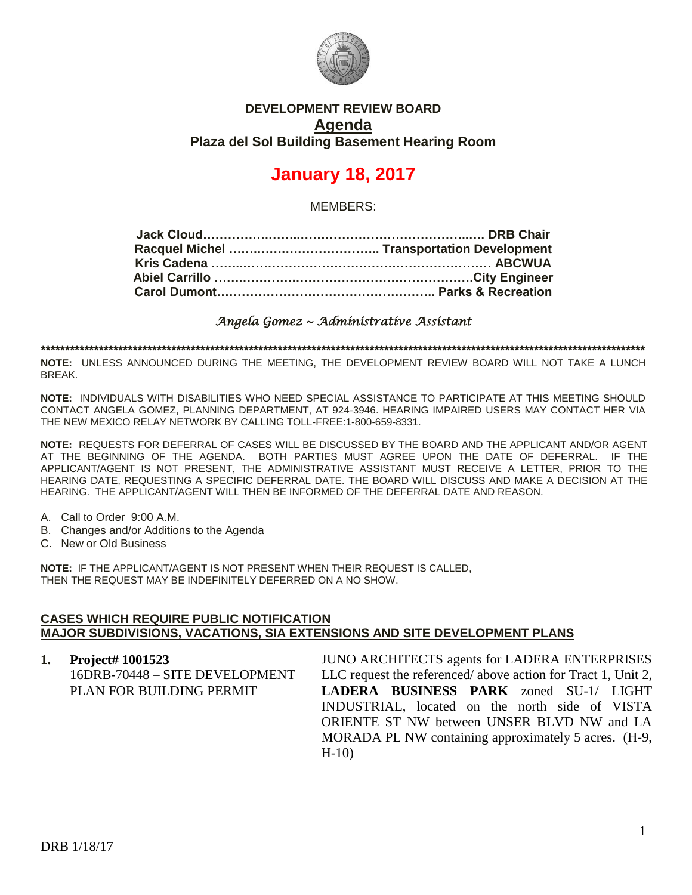**DEVELOPMENT REVIEW BOARD**

## Agenda

**Plaza del Sol Building Basement Hearing Room**

# January 18, 2017

MEMBERS:

**Jack Cloud………………………………………………………….. DRB Chair**
**Racquel Michel ……………………………… Transportation Development**
**Kris Cadena ……………………………………………………… ABCWUA**
**Abiel Carrillo ………………………………………………………City Engineer**
**Carol Dumont…………………………………………….. Parks & Recreation**

*Angela Gomez ~ Administrative Assistant*

**************************************************************************************************************************************

**NOTE:** UNLESS ANNOUNCED DURING THE MEETING, THE DEVELOPMENT REVIEW BOARD WILL NOT TAKE A LUNCH BREAK.

**NOTE:** INDIVIDUALS WITH DISABILITIES WHO NEED SPECIAL ASSISTANCE TO PARTICIPATE AT THIS MEETING SHOULD CONTACT ANGELA GOMEZ, PLANNING DEPARTMENT, AT 924-3946. HEARING IMPAIRED USERS MAY CONTACT HER VIA THE NEW MEXICO RELAY NETWORK BY CALLING TOLL-FREE:1-800-659-8331.

**NOTE:** REQUESTS FOR DEFERRAL OF CASES WILL BE DISCUSSED BY THE BOARD AND THE APPLICANT AND/OR AGENT AT THE BEGINNING OF THE AGENDA. BOTH PARTIES MUST AGREE UPON THE DATE OF DEFERRAL. IF THE APPLICANT/AGENT IS NOT PRESENT, THE ADMINISTRATIVE ASSISTANT MUST RECEIVE A LETTER, PRIOR TO THE HEARING DATE, REQUESTING A SPECIFIC DEFERRAL DATE. THE BOARD WILL DISCUSS AND MAKE A DECISION AT THE HEARING. THE APPLICANT/AGENT WILL THEN BE INFORMED OF THE DEFERRAL DATE AND REASON.

A. Call to Order 9:00 A.M.
B. Changes and/or Additions to the Agenda
C. New or Old Business

**NOTE:** IF THE APPLICANT/AGENT IS NOT PRESENT WHEN THEIR REQUEST IS CALLED, THEN THE REQUEST MAY BE INDEFINITELY DEFERRED ON A NO SHOW.

## CASES WHICH REQUIRE PUBLIC NOTIFICATION
## MAJOR SUBDIVISIONS, VACATIONS, SIA EXTENSIONS AND SITE DEVELOPMENT PLANS

**1. Project# 1001523**
16DRB-70448 – SITE DEVELOPMENT PLAN FOR BUILDING PERMIT

JUNO ARCHITECTS agents for LADERA ENTERPRISES LLC request the referenced/ above action for Tract 1, Unit 2, **LADERA BUSINESS PARK** zoned SU-1/ LIGHT INDUSTRIAL, located on the north side of VISTA ORIENTE ST NW between UNSER BLVD NW and LA MORADA PL NW containing approximately 5 acres. (H-9, H-10)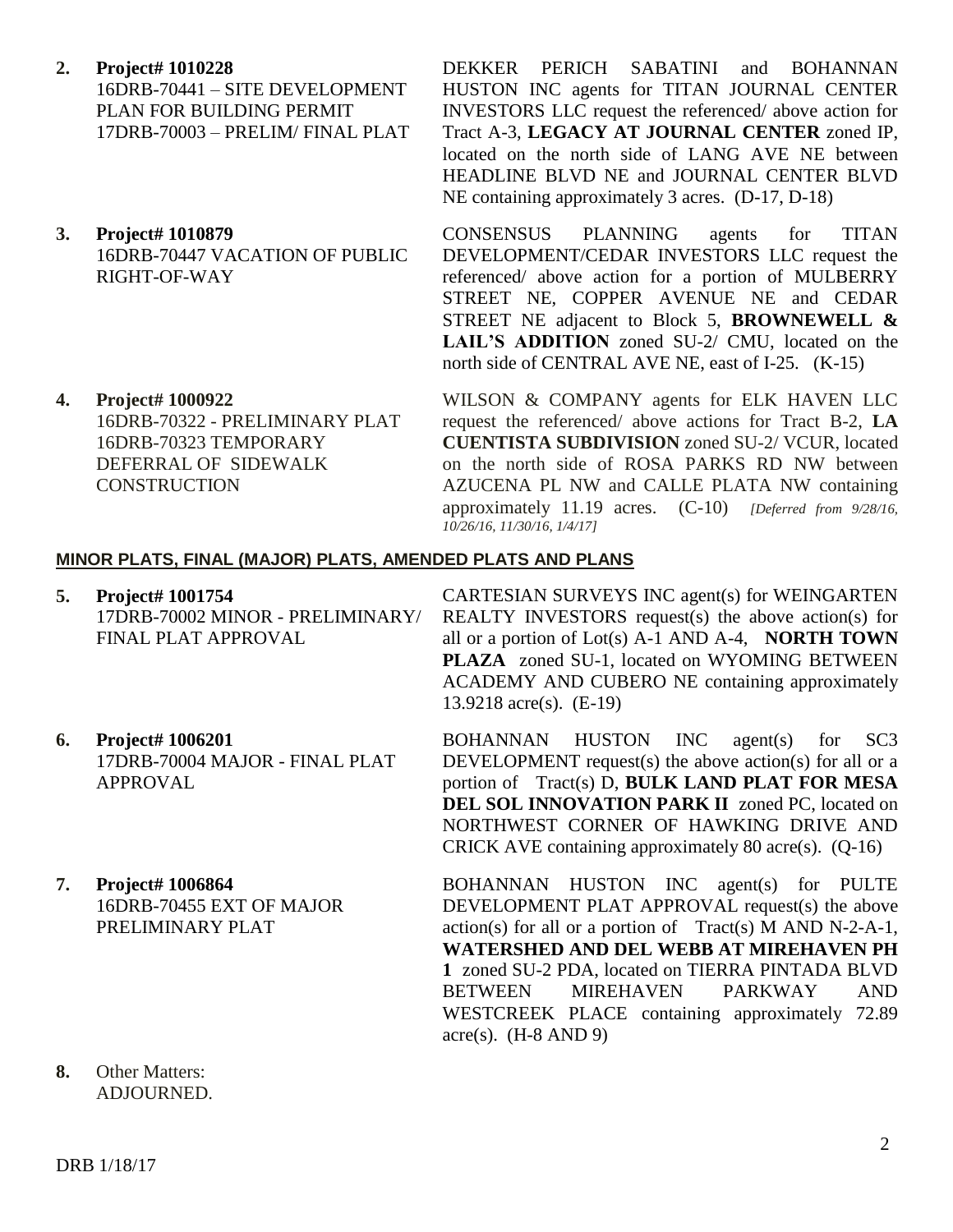2. **Project# 1010228**
16DRB-70441 – SITE DEVELOPMENT PLAN FOR BUILDING PERMIT
17DRB-70003 – PRELIM/ FINAL PLAT

DEKKER PERICH SABATINI and BOHANNAN HUSTON INC agents for TITAN JOURNAL CENTER INVESTORS LLC request the referenced/ above action for Tract A-3, **LEGACY AT JOURNAL CENTER** zoned IP, located on the north side of LANG AVE NE between HEADLINE BLVD NE and JOURNAL CENTER BLVD NE containing approximately 3 acres. (D-17, D-18)

3. **Project# 1010879**
16DRB-70447 VACATION OF PUBLIC RIGHT-OF-WAY

CONSENSUS PLANNING agents for TITAN DEVELOPMENT/CEDAR INVESTORS LLC request the referenced/ above action for a portion of MULBERRY STREET NE, COPPER AVENUE NE and CEDAR STREET NE adjacent to Block 5, **BROWNEWELL & LAIL'S ADDITION** zoned SU-2/ CMU, located on the north side of CENTRAL AVE NE, east of I-25. (K-15)

4. **Project# 1000922**
16DRB-70322 - PRELIMINARY PLAT
16DRB-70323 TEMPORARY DEFERRAL OF SIDEWALK CONSTRUCTION

WILSON & COMPANY agents for ELK HAVEN LLC request the referenced/ above actions for Tract B-2, **LA CUENTISTA SUBDIVISION** zoned SU-2/ VCUR, located on the north side of ROSA PARKS RD NW between AZUCENA PL NW and CALLE PLATA NW containing approximately 11.19 acres. (C-10) *[Deferred from 9/28/16, 10/26/16, 11/30/16, 1/4/17]*

## MINOR PLATS, FINAL (MAJOR) PLATS, AMENDED PLATS AND PLANS

5. **Project# 1001754**
17DRB-70002 MINOR - PRELIMINARY/ FINAL PLAT APPROVAL

CARTESIAN SURVEYS INC agent(s) for WEINGARTEN REALTY INVESTORS request(s) the above action(s) for all or a portion of Lot(s) A-1 AND A-4, **NORTH TOWN PLAZA** zoned SU-1, located on WYOMING BETWEEN ACADEMY AND CUBERO NE containing approximately 13.9218 acre(s). (E-19)

6. **Project# 1006201**
17DRB-70004 MAJOR - FINAL PLAT APPROVAL

BOHANNAN HUSTON INC agent(s) for SC3 DEVELOPMENT request(s) the above action(s) for all or a portion of Tract(s) D, **BULK LAND PLAT FOR MESA DEL SOL INNOVATION PARK II** zoned PC, located on NORTHWEST CORNER OF HAWKING DRIVE AND CRICK AVE containing approximately 80 acre(s). (Q-16)

7. **Project# 1006864**
16DRB-70455 EXT OF MAJOR PRELIMINARY PLAT

BOHANNAN HUSTON INC agent(s) for PULTE DEVELOPMENT PLAT APPROVAL request(s) the above action(s) for all or a portion of Tract(s) M AND N-2-A-1, **WATERSHED AND DEL WEBB AT MIREHAVEN PH 1** zoned SU-2 PDA, located on TIERRA PINTADA BLVD BETWEEN MIREHAVEN PARKWAY AND WESTCREEK PLACE containing approximately 72.89 acre(s). (H-8 AND 9)

8. Other Matters:
ADJOURNED.

DRB 1/18/17